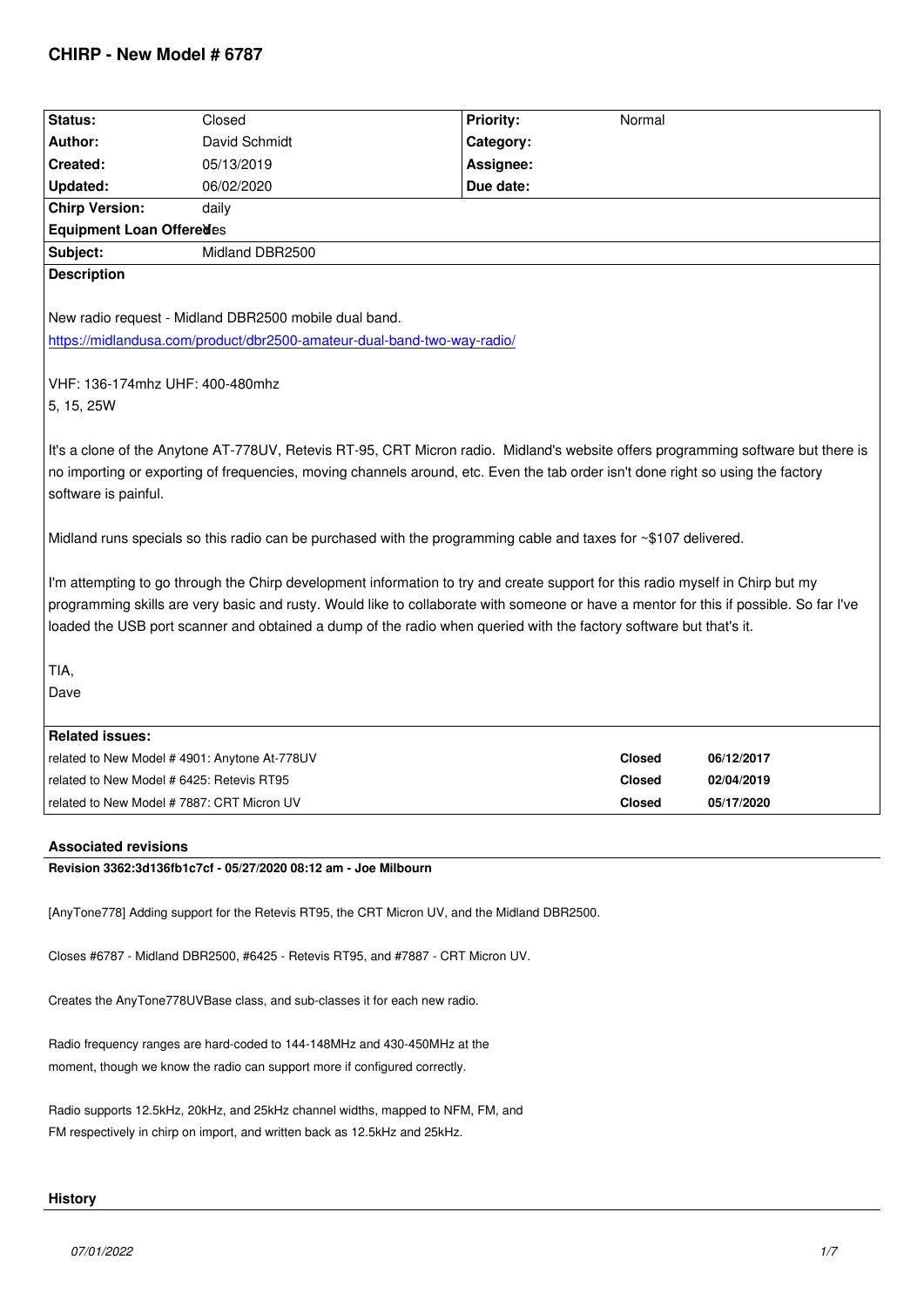# CHIRP - New Model # 6787

| Status: | Closed | Priority: | Normal |
|---|---|---|---|
| Author: | David Schmidt | Category: | |
| Created: | 05/13/2019 | Assignee: | |
| Updated: | 06/02/2020 | Due date: | |
| Chirp Version: | daily | | |
| Equipment Loan Offered: | Yes | | |
| Subject: | Midland DBR2500 | | |

**Description**

New radio request - Midland DBR2500 mobile dual band.
https://midlandusa.com/product/dbr2500-amateur-dual-band-two-way-radio/

VHF: 136-174mhz UHF: 400-480mhz
5, 15, 25W

It's a clone of the Anytone AT-778UV, Retevis RT-95, CRT Micron radio. Midland's website offers programming software but there is no importing or exporting of frequencies, moving channels around, etc. Even the tab order isn't done right so using the factory software is painful.

Midland runs specials so this radio can be purchased with the programming cable and taxes for ~$107 delivered.

I'm attempting to go through the Chirp development information to try and create support for this radio myself in Chirp but my programming skills are very basic and rusty. Would like to collaborate with someone or have a mentor for this if possible. So far I've loaded the USB port scanner and obtained a dump of the radio when queried with the factory software but that's it.

TIA,
Dave

**Related issues:**

| | | |
|---|---|---|
| related to New Model # 4901: Anytone At-778UV | Closed | 06/12/2017 |
| related to New Model # 6425: Retevis RT95 | Closed | 02/04/2019 |
| related to New Model # 7887: CRT Micron UV | Closed | 05/17/2020 |

### Associated revisions

**Revision 3362:3d136fb1c7cf - 05/27/2020 08:12 am - Joe Milbourn**

[AnyTone778] Adding support for the Retevis RT95, the CRT Micron UV, and the Midland DBR2500.

Closes #6787 - Midland DBR2500, #6425 - Retevis RT95, and #7887 - CRT Micron UV.

Creates the AnyTone778UVBase class, and sub-classes it for each new radio.

Radio frequency ranges are hard-coded to 144-148MHz and 430-450MHz at the moment, though we know the radio can support more if configured correctly.

Radio supports 12.5kHz, 20kHz, and 25kHz channel widths, mapped to NFM, FM, and FM respectively in chirp on import, and written back as 12.5kHz and 25kHz.

### History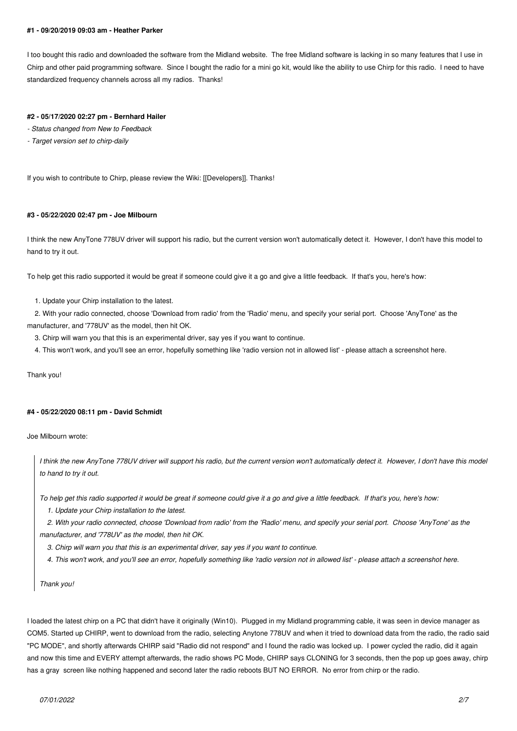#### #1 - 09/20/2019 09:03 am - Heather Parker

I too bought this radio and downloaded the software from the Midland website. The free Midland software is lacking in so many features that I use in Chirp and other paid programming software. Since I bought the radio for a mini go kit, would like the ability to use Chirp for this radio. I need to have standardized frequency channels across all my radios. Thanks!

#### #2 - 05/17/2020 02:27 pm - Bernhard Hailer

*- Status changed from New to Feedback*

*- Target version set to chirp-daily*

If you wish to contribute to Chirp, please review the Wiki: [[Developers]]. Thanks!

#### #3 - 05/22/2020 02:47 pm - Joe Milbourn

I think the new AnyTone 778UV driver will support his radio, but the current version won't automatically detect it. However, I don't have this model to hand to try it out.

To help get this radio supported it would be great if someone could give it a go and give a little feedback. If that's you, here's how:

1. Update your Chirp installation to the latest.
2. With your radio connected, choose 'Download from radio' from the 'Radio' menu, and specify your serial port. Choose 'AnyTone' as the manufacturer, and '778UV' as the model, then hit OK.
3. Chirp will warn you that this is an experimental driver, say yes if you want to continue.
4. This won't work, and you'll see an error, hopefully something like 'radio version not in allowed list' - please attach a screenshot here.

Thank you!

#### #4 - 05/22/2020 08:11 pm - David Schmidt

Joe Milbourn wrote:

> *I think the new AnyTone 778UV driver will support his radio, but the current version won't automatically detect it. However, I don't have this model to hand to try it out.*
>
> *To help get this radio supported it would be great if someone could give it a go and give a little feedback. If that's you, here's how:*
>
> *1. Update your Chirp installation to the latest.*
>
> *2. With your radio connected, choose 'Download from radio' from the 'Radio' menu, and specify your serial port. Choose 'AnyTone' as the manufacturer, and '778UV' as the model, then hit OK.*
>
> *3. Chirp will warn you that this is an experimental driver, say yes if you want to continue.*
>
> *4. This won't work, and you'll see an error, hopefully something like 'radio version not in allowed list' - please attach a screenshot here.*
>
> *Thank you!*

I loaded the latest chirp on a PC that didn't have it originally (Win10). Plugged in my Midland programming cable, it was seen in device manager as COM5. Started up CHIRP, went to download from the radio, selecting Anytone 778UV and when it tried to download data from the radio, the radio said "PC MODE", and shortly afterwards CHIRP said "Radio did not respond" and I found the radio was locked up. I power cycled the radio, did it again and now this time and EVERY attempt afterwards, the radio shows PC Mode, CHIRP says CLONING for 3 seconds, then the pop up goes away, chirp has a gray screen like nothing happened and second later the radio reboots BUT NO ERROR. No error from chirp or the radio.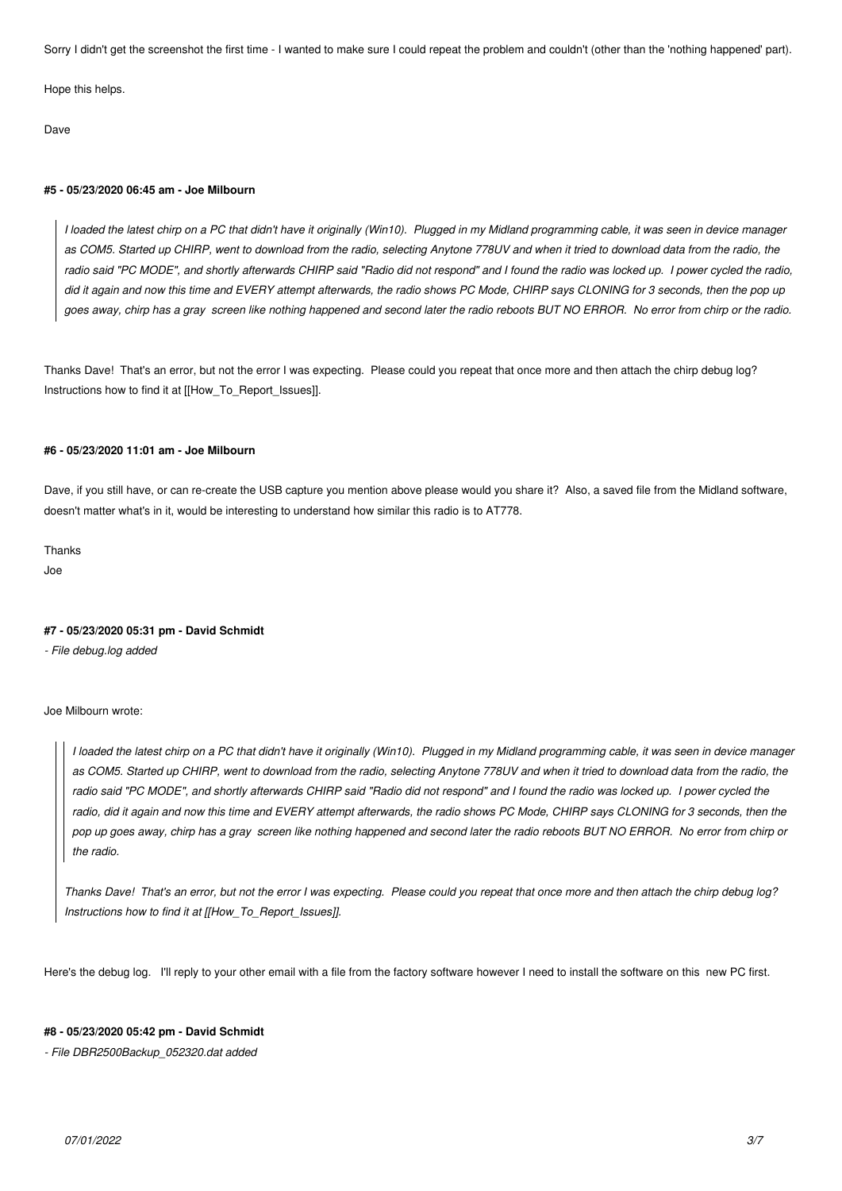Sorry I didn't get the screenshot the first time - I wanted to make sure I could repeat the problem and couldn't (other than the 'nothing happened' part).

Hope this helps.

Dave

#### #5 - 05/23/2020 06:45 am - Joe Milbourn

> *I loaded the latest chirp on a PC that didn't have it originally (Win10). Plugged in my Midland programming cable, it was seen in device manager as COM5. Started up CHIRP, went to download from the radio, selecting Anytone 778UV and when it tried to download data from the radio, the radio said "PC MODE", and shortly afterwards CHIRP said "Radio did not respond" and I found the radio was locked up. I power cycled the radio, did it again and now this time and EVERY attempt afterwards, the radio shows PC Mode, CHIRP says CLONING for 3 seconds, then the pop up goes away, chirp has a gray screen like nothing happened and second later the radio reboots BUT NO ERROR. No error from chirp or the radio.*

Thanks Dave! That's an error, but not the error I was expecting. Please could you repeat that once more and then attach the chirp debug log? Instructions how to find it at [[How_To_Report_Issues]].

#### #6 - 05/23/2020 11:01 am - Joe Milbourn

Dave, if you still have, or can re-create the USB capture you mention above please would you share it? Also, a saved file from the Midland software, doesn't matter what's in it, would be interesting to understand how similar this radio is to AT778.

Thanks
Joe

#### #7 - 05/23/2020 05:31 pm - David Schmidt

*- File debug.log added*

Joe Milbourn wrote:

> *I loaded the latest chirp on a PC that didn't have it originally (Win10). Plugged in my Midland programming cable, it was seen in device manager as COM5. Started up CHIRP, went to download from the radio, selecting Anytone 778UV and when it tried to download data from the radio, the radio said "PC MODE", and shortly afterwards CHIRP said "Radio did not respond" and I found the radio was locked up. I power cycled the radio, did it again and now this time and EVERY attempt afterwards, the radio shows PC Mode, CHIRP says CLONING for 3 seconds, then the pop up goes away, chirp has a gray screen like nothing happened and second later the radio reboots BUT NO ERROR. No error from chirp or the radio.*
>
> *Thanks Dave! That's an error, but not the error I was expecting. Please could you repeat that once more and then attach the chirp debug log? Instructions how to find it at [[How_To_Report_Issues]].*

Here's the debug log. I'll reply to your other email with a file from the factory software however I need to install the software on this new PC first.

#### #8 - 05/23/2020 05:42 pm - David Schmidt

*- File DBR2500Backup_052320.dat added*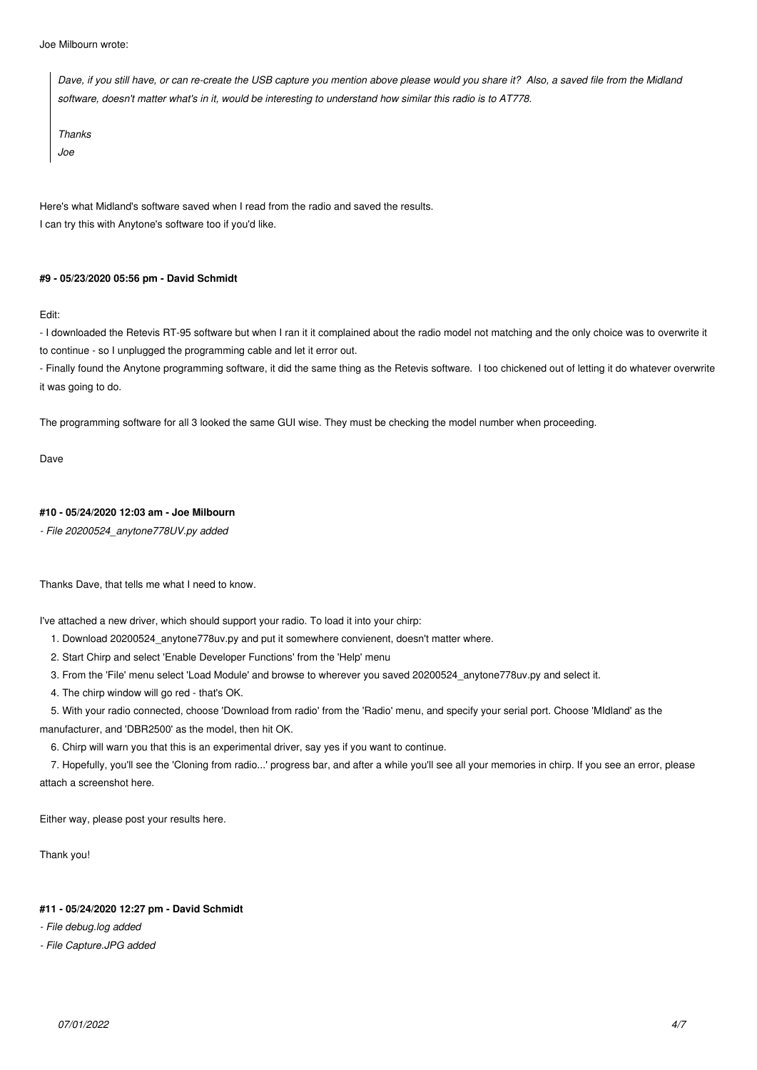Joe Milbourn wrote:

> *Dave, if you still have, or can re-create the USB capture you mention above please would you share it? Also, a saved file from the Midland software, doesn't matter what's in it, would be interesting to understand how similar this radio is to AT778.*
>
> *Thanks*
>
> *Joe*

Here's what Midland's software saved when I read from the radio and saved the results.
I can try this with Anytone's software too if you'd like.

#### #9 - 05/23/2020 05:56 pm - David Schmidt

Edit:

- I downloaded the Retevis RT-95 software but when I ran it it complained about the radio model not matching and the only choice was to overwrite it to continue - so I unplugged the programming cable and let it error out.
- Finally found the Anytone programming software, it did the same thing as the Retevis software. I too chickened out of letting it do whatever overwrite it was going to do.

The programming software for all 3 looked the same GUI wise. They must be checking the model number when proceeding.

Dave

#### #10 - 05/24/2020 12:03 am - Joe Milbourn

*- File 20200524_anytone778UV.py added*

Thanks Dave, that tells me what I need to know.

I've attached a new driver, which should support your radio. To load it into your chirp:

1. Download 20200524_anytone778uv.py and put it somewhere convienient, doesn't matter where.
2. Start Chirp and select 'Enable Developer Functions' from the 'Help' menu
3. From the 'File' menu select 'Load Module' and browse to wherever you saved 20200524_anytone778uv.py and select it.
4. The chirp window will go red - that's OK.
5. With your radio connected, choose 'Download from radio' from the 'Radio' menu, and specify your serial port. Choose 'MIdland' as the manufacturer, and 'DBR2500' as the model, then hit OK.
6. Chirp will warn you that this is an experimental driver, say yes if you want to continue.
7. Hopefully, you'll see the 'Cloning from radio...' progress bar, and after a while you'll see all your memories in chirp. If you see an error, please attach a screenshot here.

Either way, please post your results here.

Thank you!

#### #11 - 05/24/2020 12:27 pm - David Schmidt

*- File debug.log added*

*- File Capture.JPG added*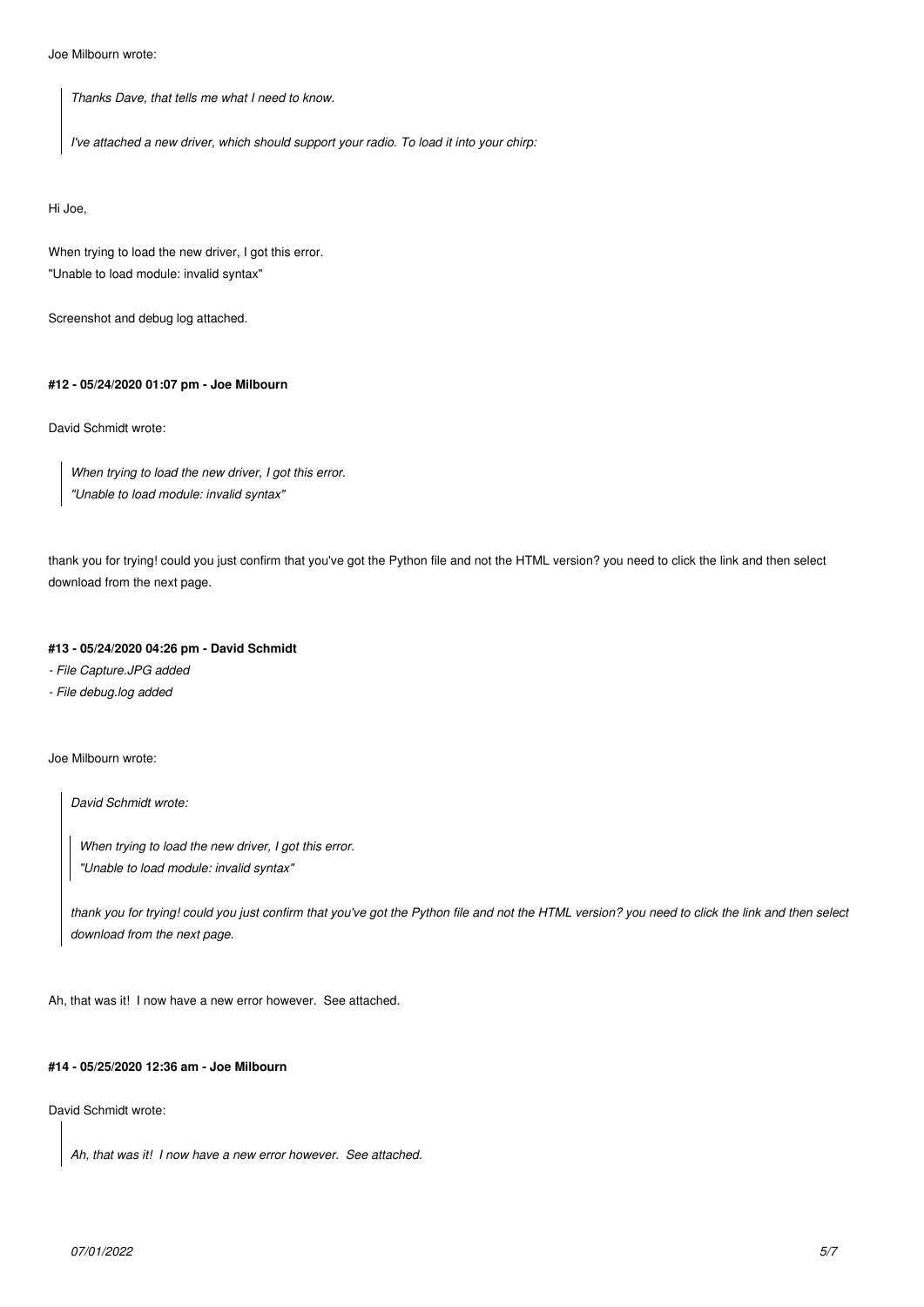Joe Milbourn wrote:

> *Thanks Dave, that tells me what I need to know.*
>
> *I've attached a new driver, which should support your radio. To load it into your chirp:*

Hi Joe,

When trying to load the new driver, I got this error.
"Unable to load module: invalid syntax"

Screenshot and debug log attached.

#### #12 - 05/24/2020 01:07 pm - Joe Milbourn

David Schmidt wrote:

> *When trying to load the new driver, I got this error.*
> *"Unable to load module: invalid syntax"*

thank you for trying! could you just confirm that you've got the Python file and not the HTML version? you need to click the link and then select download from the next page.

#### #13 - 05/24/2020 04:26 pm - David Schmidt

- *File Capture.JPG added*
- *File debug.log added*

Joe Milbourn wrote:

> *David Schmidt wrote:*
>
> > *When trying to load the new driver, I got this error.*
> > *"Unable to load module: invalid syntax"*
>
> *thank you for trying! could you just confirm that you've got the Python file and not the HTML version? you need to click the link and then select download from the next page.*

Ah, that was it! I now have a new error however. See attached.

#### #14 - 05/25/2020 12:36 am - Joe Milbourn

David Schmidt wrote:

> *Ah, that was it! I now have a new error however. See attached.*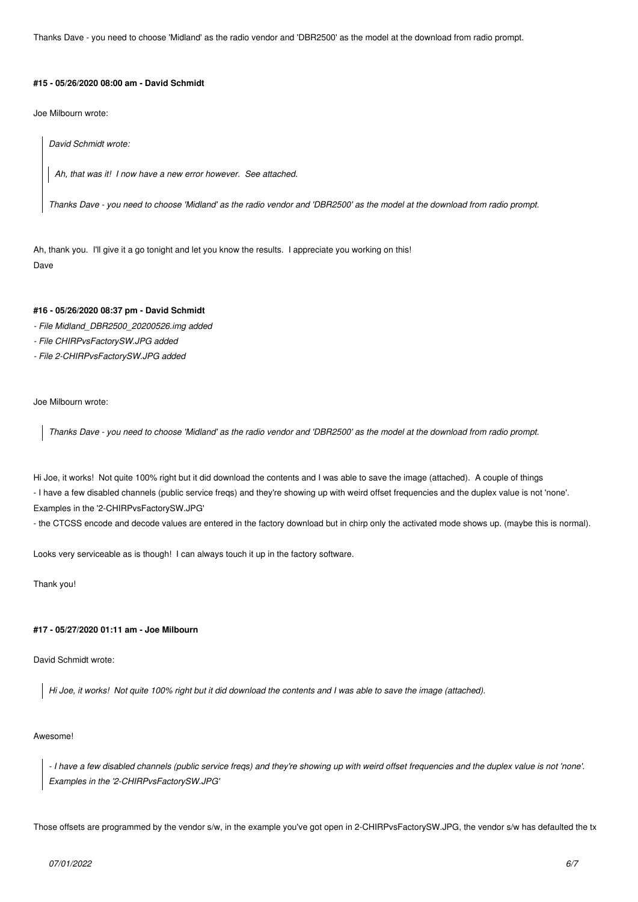Thanks Dave - you need to choose 'Midland' as the radio vendor and 'DBR2500' as the model at the download from radio prompt.

#### #15 - 05/26/2020 08:00 am - David Schmidt

Joe Milbourn wrote:

> *David Schmidt wrote:*
>
> > *Ah, that was it! I now have a new error however. See attached.*
>
> *Thanks Dave - you need to choose 'Midland' as the radio vendor and 'DBR2500' as the model at the download from radio prompt.*

Ah, thank you. I'll give it a go tonight and let you know the results. I appreciate you working on this!
Dave

#### #16 - 05/26/2020 08:37 pm - David Schmidt

- *File Midland_DBR2500_20200526.img added*
- *File CHIRPvsFactorySW.JPG added*
- *File 2-CHIRPvsFactorySW.JPG added*

Joe Milbourn wrote:

> *Thanks Dave - you need to choose 'Midland' as the radio vendor and 'DBR2500' as the model at the download from radio prompt.*

Hi Joe, it works! Not quite 100% right but it did download the contents and I was able to save the image (attached). A couple of things
- I have a few disabled channels (public service freqs) and they're showing up with weird offset frequencies and the duplex value is not 'none'.
Examples in the '2-CHIRPvsFactorySW.JPG'
- the CTCSS encode and decode values are entered in the factory download but in chirp only the activated mode shows up. (maybe this is normal).

Looks very serviceable as is though! I can always touch it up in the factory software.

Thank you!

#### #17 - 05/27/2020 01:11 am - Joe Milbourn

David Schmidt wrote:

> *Hi Joe, it works! Not quite 100% right but it did download the contents and I was able to save the image (attached).*

Awesome!

> *- I have a few disabled channels (public service freqs) and they're showing up with weird offset frequencies and the duplex value is not 'none'. Examples in the '2-CHIRPvsFactorySW.JPG'*

Those offsets are programmed by the vendor s/w, in the example you've got open in 2-CHIRPvsFactorySW.JPG, the vendor s/w has defaulted the tx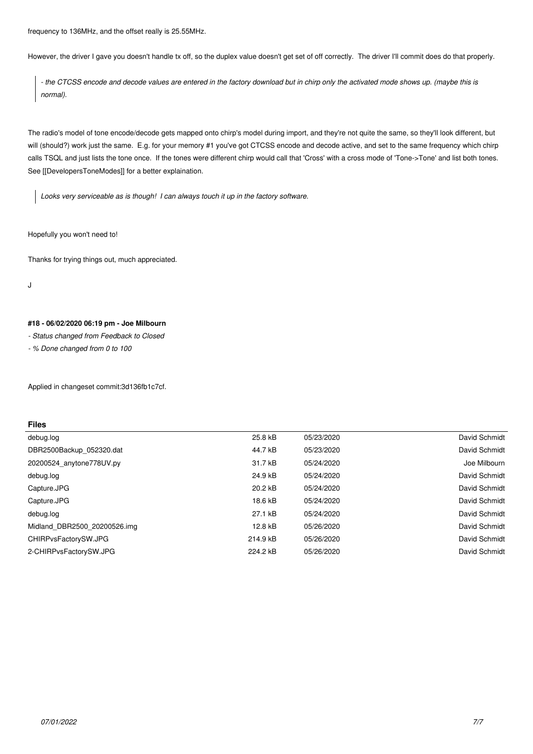frequency to 136MHz, and the offset really is 25.55MHz.

However, the driver I gave you doesn't handle tx off, so the duplex value doesn't get set of off correctly. The driver I'll commit does do that properly.

> *- the CTCSS encode and decode values are entered in the factory download but in chirp only the activated mode shows up. (maybe this is normal).*

The radio's model of tone encode/decode gets mapped onto chirp's model during import, and they're not quite the same, so they'll look different, but will (should?) work just the same. E.g. for your memory #1 you've got CTCSS encode and decode active, and set to the same frequency which chirp calls TSQL and just lists the tone once. If the tones were different chirp would call that 'Cross' with a cross mode of 'Tone->Tone' and list both tones. See [[DevelopersToneModes]] for a better explaination.

> *Looks very serviceable as is though! I can always touch it up in the factory software.*

Hopefully you won't need to!

Thanks for trying things out, much appreciated.

J

#### #18 - 06/02/2020 06:19 pm - Joe Milbourn

*- Status changed from Feedback to Closed*

*- % Done changed from 0 to 100*

Applied in changeset commit:3d136fb1c7cf.

### Files

| | | | |
|---|---|---|---|
| debug.log | 25.8 kB | 05/23/2020 | David Schmidt |
| DBR2500Backup_052320.dat | 44.7 kB | 05/23/2020 | David Schmidt |
| 20200524_anytone778UV.py | 31.7 kB | 05/24/2020 | Joe Milbourn |
| debug.log | 24.9 kB | 05/24/2020 | David Schmidt |
| Capture.JPG | 20.2 kB | 05/24/2020 | David Schmidt |
| Capture.JPG | 18.6 kB | 05/24/2020 | David Schmidt |
| debug.log | 27.1 kB | 05/24/2020 | David Schmidt |
| Midland_DBR2500_20200526.img | 12.8 kB | 05/26/2020 | David Schmidt |
| CHIRPvsFactorySW.JPG | 214.9 kB | 05/26/2020 | David Schmidt |
| 2-CHIRPvsFactorySW.JPG | 224.2 kB | 05/26/2020 | David Schmidt |